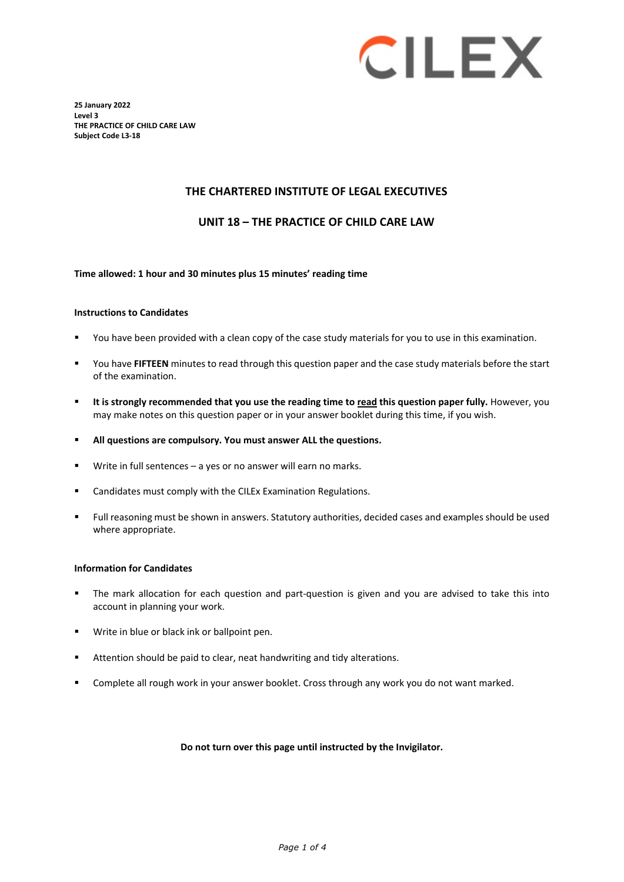**25 January 2022**
**Level 3**
**THE PRACTICE OF CHILD CARE LAW**
**Subject Code L3-18**

# THE CHARTERED INSTITUTE OF LEGAL EXECUTIVES

## UNIT 18 – THE PRACTICE OF CHILD CARE LAW

**Time allowed: 1 hour and 30 minutes plus 15 minutes' reading time**

**Instructions to Candidates**

- You have been provided with a clean copy of the case study materials for you to use in this examination.
- You have **FIFTEEN** minutes to read through this question paper and the case study materials before the start of the examination.
- **It is strongly recommended that you use the reading time to read this question paper fully.** However, you may make notes on this question paper or in your answer booklet during this time, if you wish.
- **All questions are compulsory. You must answer ALL the questions.**
- Write in full sentences – a yes or no answer will earn no marks.
- Candidates must comply with the CILEx Examination Regulations.
- Full reasoning must be shown in answers. Statutory authorities, decided cases and examples should be used where appropriate.

**Information for Candidates**

- The mark allocation for each question and part-question is given and you are advised to take this into account in planning your work.
- Write in blue or black ink or ballpoint pen.
- Attention should be paid to clear, neat handwriting and tidy alterations.
- Complete all rough work in your answer booklet. Cross through any work you do not want marked.

**Do not turn over this page until instructed by the Invigilator.**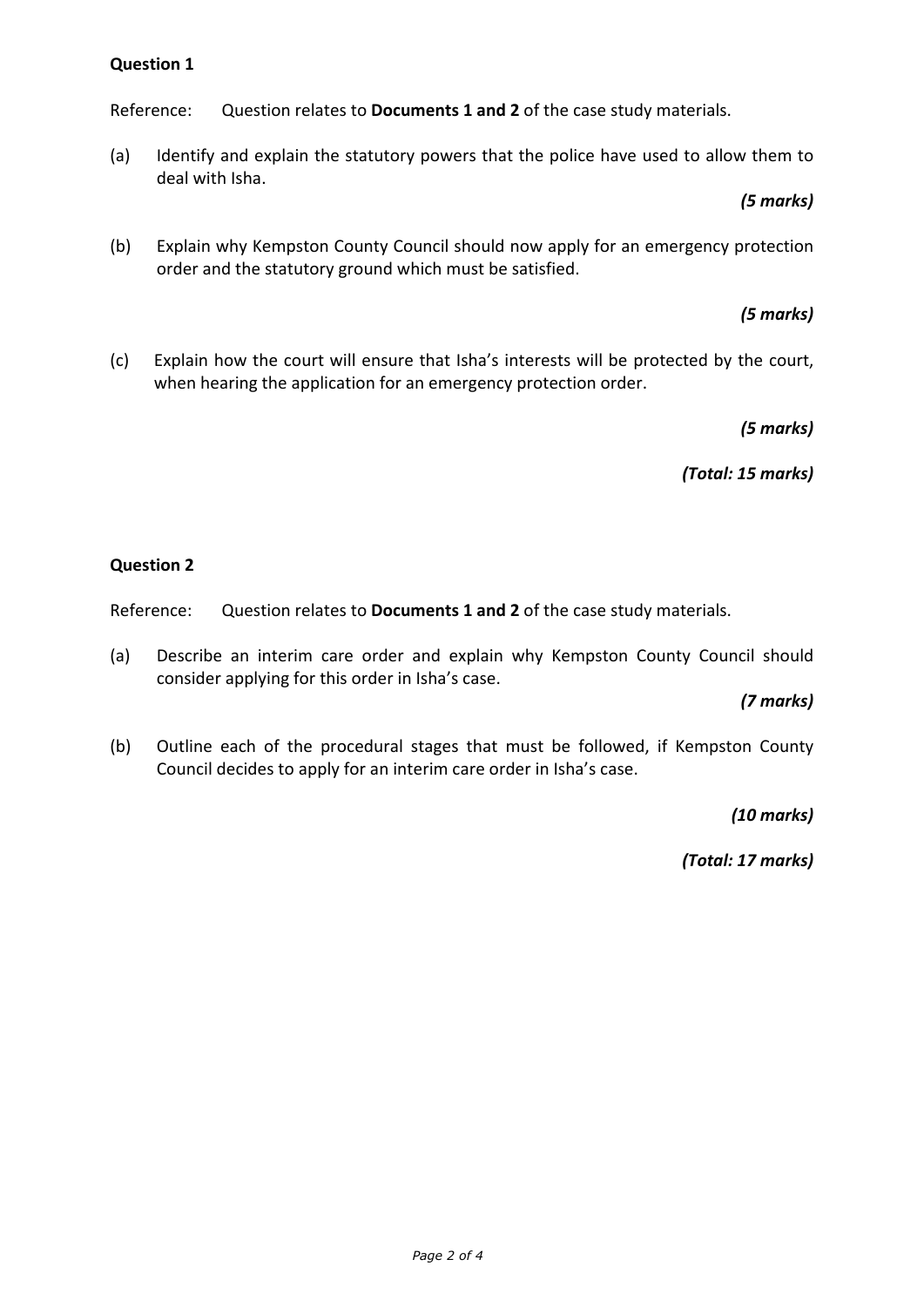**Question 1**

Reference: Question relates to **Documents 1 and 2** of the case study materials.

(a) Identify and explain the statutory powers that the police have used to allow them to deal with Isha.

***(5 marks)***

(b) Explain why Kempston County Council should now apply for an emergency protection order and the statutory ground which must be satisfied.

***(5 marks)***

(c) Explain how the court will ensure that Isha's interests will be protected by the court, when hearing the application for an emergency protection order.

***(5 marks)***

***(Total: 15 marks)***

**Question 2**

Reference: Question relates to **Documents 1 and 2** of the case study materials.

(a) Describe an interim care order and explain why Kempston County Council should consider applying for this order in Isha's case.

***(7 marks)***

(b) Outline each of the procedural stages that must be followed, if Kempston County Council decides to apply for an interim care order in Isha's case.

***(10 marks)***

***(Total: 17 marks)***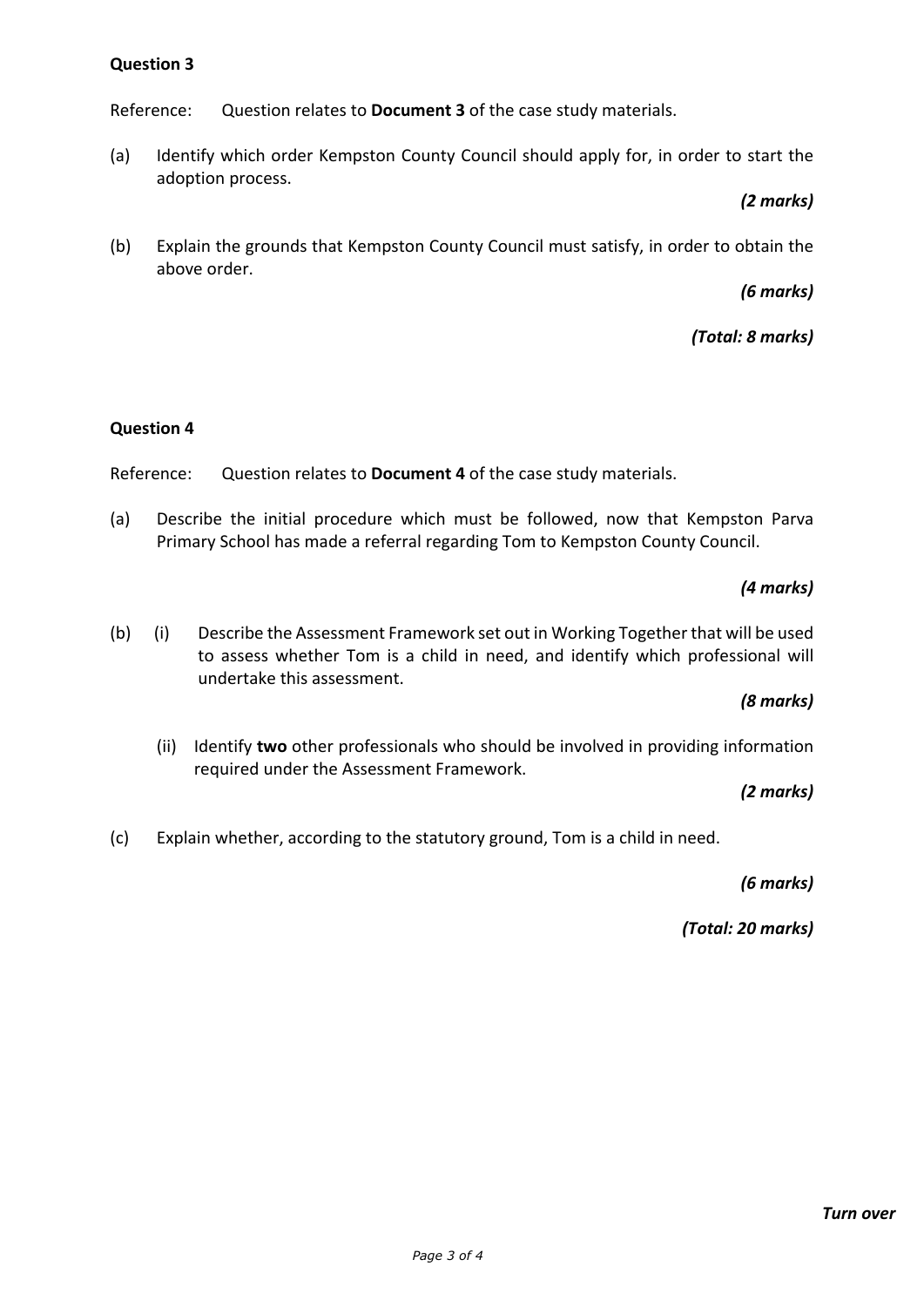**Question 3**

Reference: Question relates to **Document 3** of the case study materials.

(a) Identify which order Kempston County Council should apply for, in order to start the adoption process.

*(2 marks)*

(b) Explain the grounds that Kempston County Council must satisfy, in order to obtain the above order.

*(6 marks)*

*(Total: 8 marks)*

**Question 4**

Reference: Question relates to **Document 4** of the case study materials.

(a) Describe the initial procedure which must be followed, now that Kempston Parva Primary School has made a referral regarding Tom to Kempston County Council.

*(4 marks)*

(b) (i) Describe the Assessment Framework set out in Working Together that will be used to assess whether Tom is a child in need, and identify which professional will undertake this assessment.

*(8 marks)*

(ii) Identify **two** other professionals who should be involved in providing information required under the Assessment Framework.

*(2 marks)*

(c) Explain whether, according to the statutory ground, Tom is a child in need.

*(6 marks)*

*(Total: 20 marks)*

***Turn over***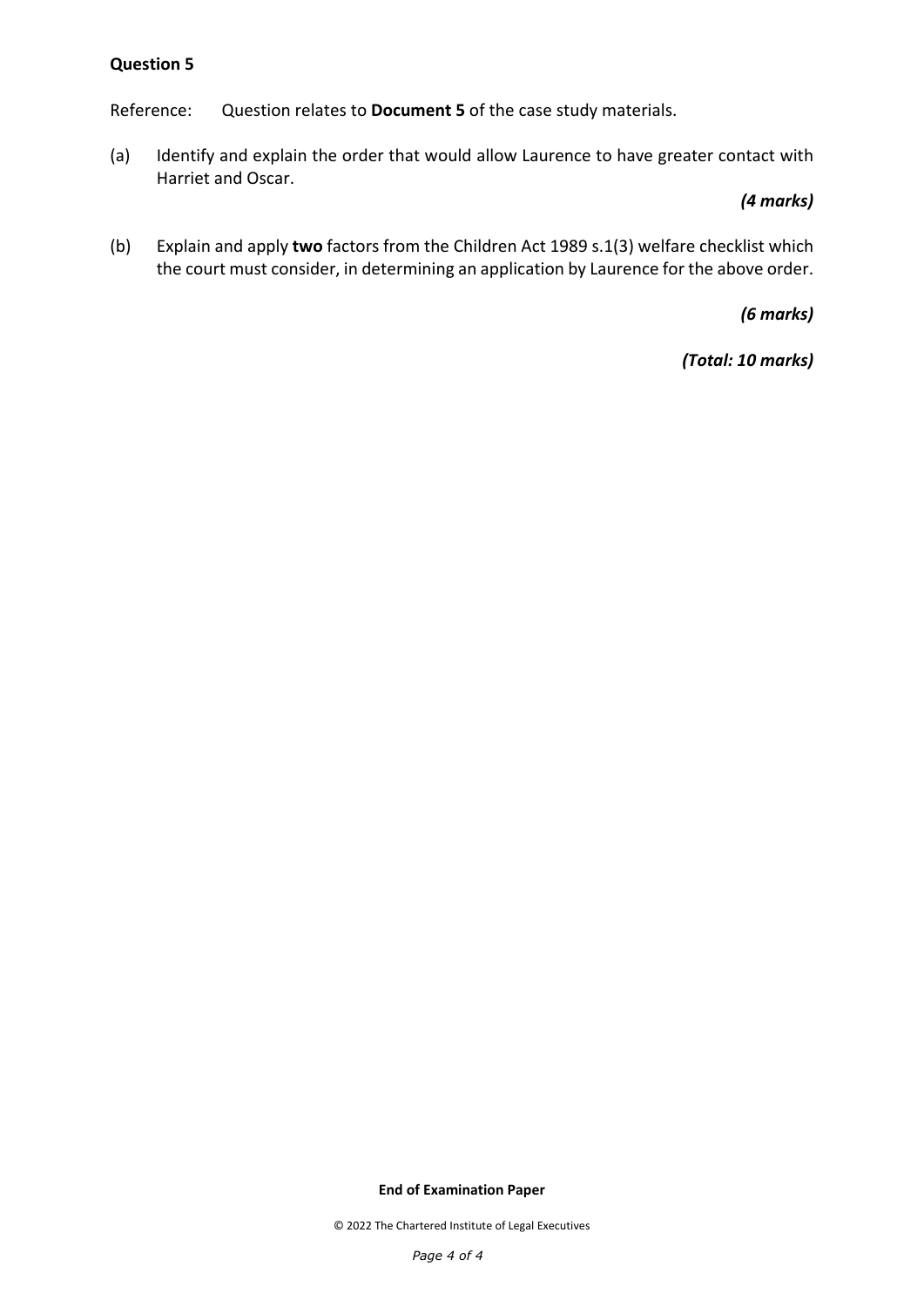**Question 5**

Reference: Question relates to **Document 5** of the case study materials.

(a) Identify and explain the order that would allow Laurence to have greater contact with Harriet and Oscar.

*(4 marks)*

(b) Explain and apply **two** factors from the Children Act 1989 s.1(3) welfare checklist which the court must consider, in determining an application by Laurence for the above order.

*(6 marks)*

*(Total: 10 marks)*

**End of Examination Paper**

© 2022 The Chartered Institute of Legal Executives